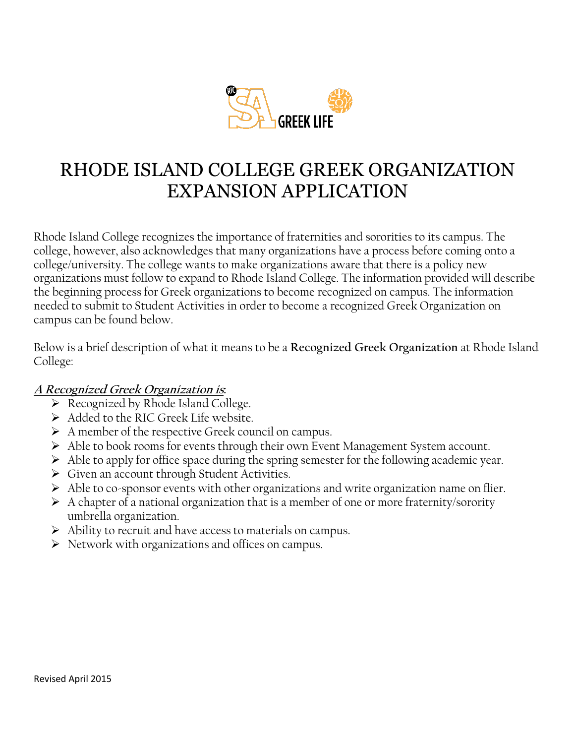# RHODE ISLAND COLLEGE GREEK ORGANIZATION EXPANSION APPLICATION

Rhode Island College recognizes the importance of fraternities and sororities to its campus. The college, however, also acknowledges that many organizations have a process before coming onto a college/university. The college wants to make organizations aware that there is a policy new organizations must follow to expand to Rhode Island College. The information provided will describe the beginning process for Greek organizations to become recognized on campus. The information needed to submit to Student Activities in order to become a recognized Greek Organization on campus can be found below.

Below is a brief description of what it means to be a **Recognized Greek Organization** at Rhode Island College:

***A Recognized Greek Organization is*:**

- Recognized by Rhode Island College.
- Added to the RIC Greek Life website.
- A member of the respective Greek council on campus.
- Able to book rooms for events through their own Event Management System account.
- Able to apply for office space during the spring semester for the following academic year.
- Given an account through Student Activities.
- Able to co-sponsor events with other organizations and write organization name on flier.
- A chapter of a national organization that is a member of one or more fraternity/sorority umbrella organization.
- Ability to recruit and have access to materials on campus.
- Network with organizations and offices on campus.

Revised April 2015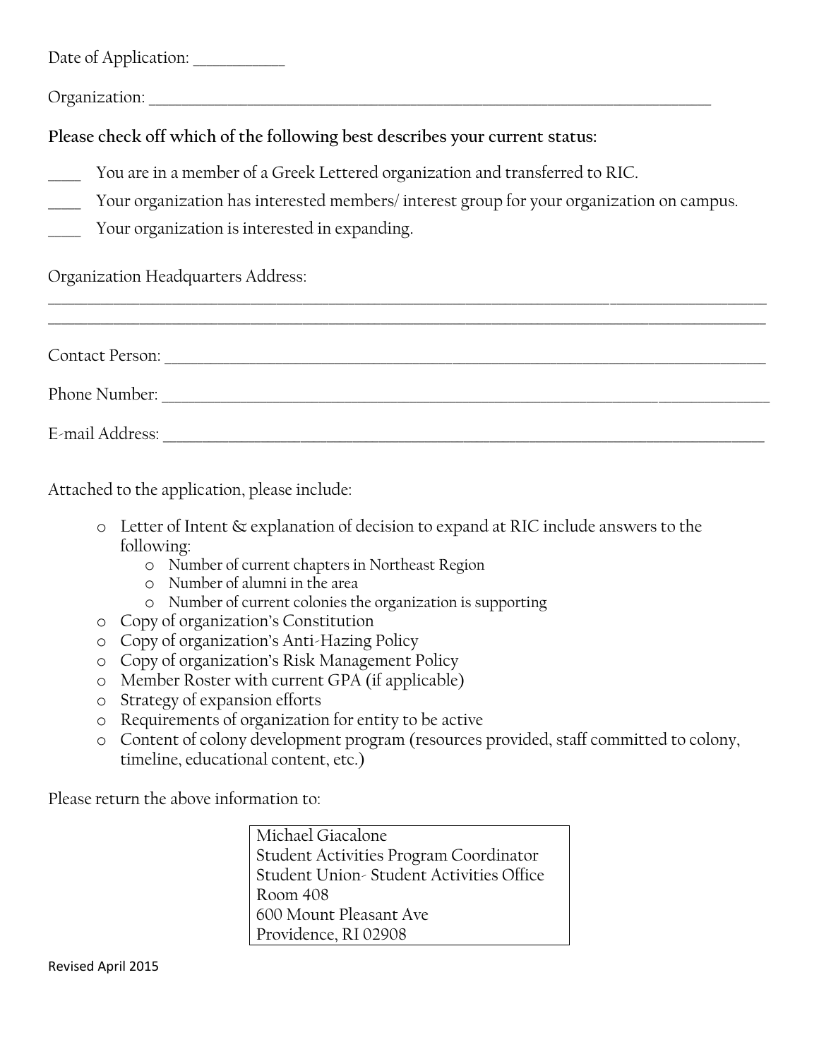Date of Application: ___________

Organization: ___________________________________________________________________________

**Please check off which of the following best describes your current status:**

____ You are in a member of a Greek Lettered organization and transferred to RIC.

____ Your organization has interested members/ interest group for your organization on campus.

____ Your organization is interested in expanding.

Organization Headquarters Address:

_____________________________________________________________________________________________

_____________________________________________________________________________________________

Contact Person: ________________________________________________________________________________

Phone Number: ________________________________________________________________________________

E-mail Address: ________________________________________________________________________________

Attached to the application, please include:

- Letter of Intent & explanation of decision to expand at RIC include answers to the following:
  - Number of current chapters in Northeast Region
  - Number of alumni in the area
  - Number of current colonies the organization is supporting
- Copy of organization's Constitution
- Copy of organization's Anti-Hazing Policy
- Copy of organization's Risk Management Policy
- Member Roster with current GPA (if applicable)
- Strategy of expansion efforts
- Requirements of organization for entity to be active
- Content of colony development program (resources provided, staff committed to colony, timeline, educational content, etc.)

Please return the above information to:

Michael Giacalone
Student Activities Program Coordinator
Student Union- Student Activities Office
Room 408
600 Mount Pleasant Ave
Providence, RI 02908

Revised April 2015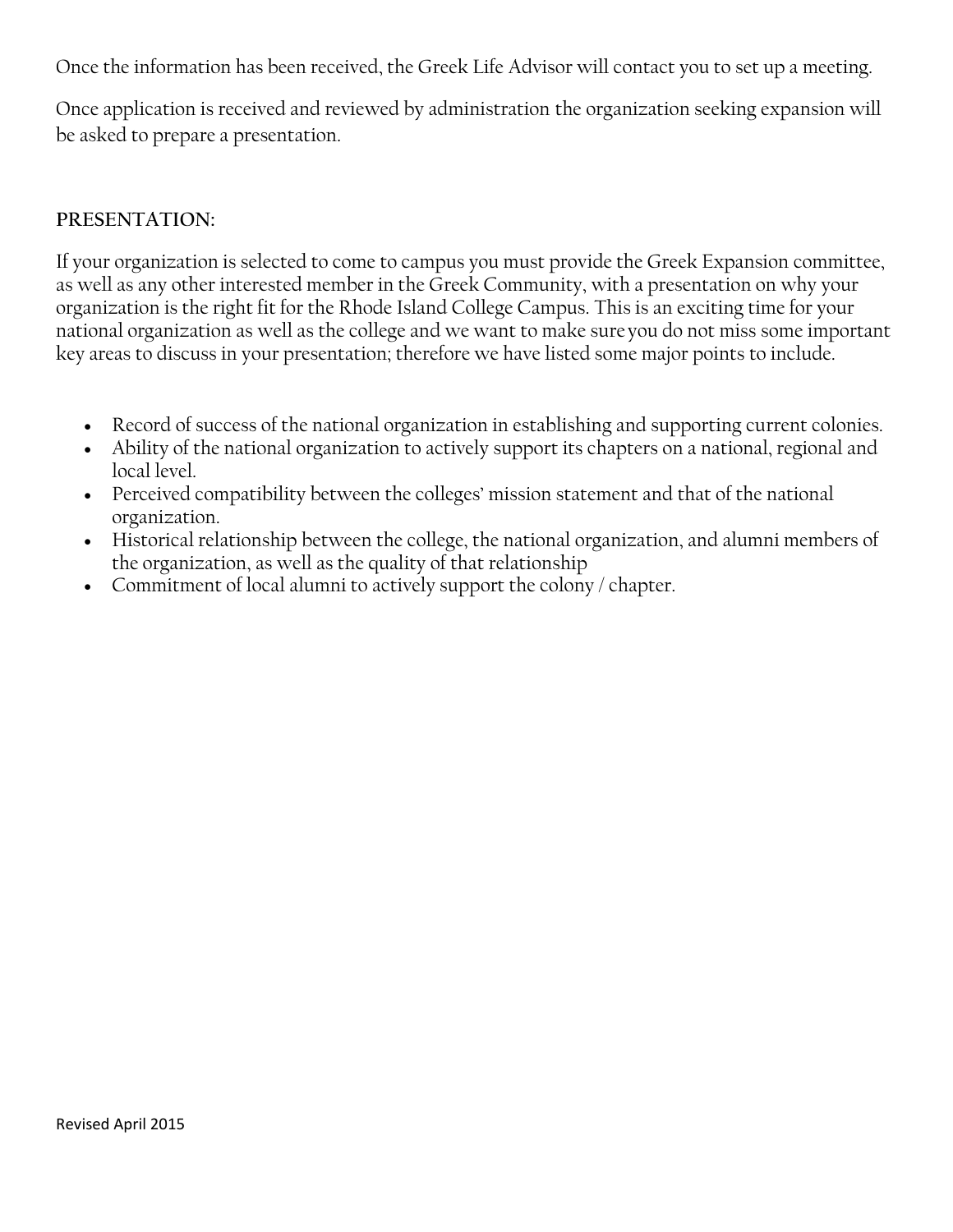Once the information has been received, the Greek Life Advisor will contact you to set up a meeting.

Once application is received and reviewed by administration the organization seeking expansion will be asked to prepare a presentation.

**PRESENTATION:**

If your organization is selected to come to campus you must provide the Greek Expansion committee, as well as any other interested member in the Greek Community, with a presentation on why your organization is the right fit for the Rhode Island College Campus. This is an exciting time for your national organization as well as the college and we want to make sure you do not miss some important key areas to discuss in your presentation; therefore we have listed some major points to include.

- Record of success of the national organization in establishing and supporting current colonies.
- Ability of the national organization to actively support its chapters on a national, regional and local level.
- Perceived compatibility between the colleges' mission statement and that of the national organization.
- Historical relationship between the college, the national organization, and alumni members of the organization, as well as the quality of that relationship
- Commitment of local alumni to actively support the colony / chapter.

Revised April 2015